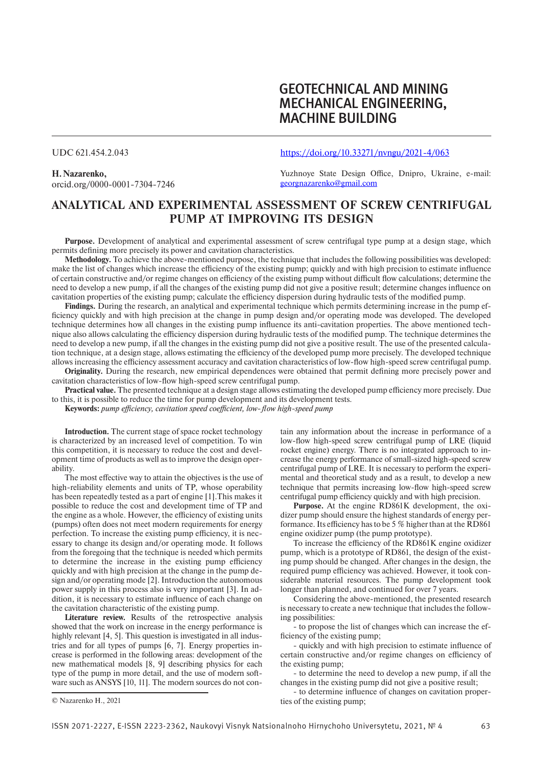# GEOTECHNICAL AND MINING MECHANICAL ENGINEERING, MACHINE BUILDING

UDC 621.454.2.043

https://doi.org/10.33271/nvngu/2021-4/063

**H. Nazarenko,**
orcid.org/0000-0001-7304-7246

Yuzhnoye State Design Office, Dnipro, Ukraine, e-mail: georgnazarenko@gmail.com

## ANALYTICAL AND EXPERIMENTAL ASSESSMENT OF SCREW CENTRIFUGAL PUMP AT IMPROVING ITS DESIGN

**Purpose.** Development of analytical and experimental assessment of screw centrifugal type pump at a design stage, which permits defining more precisely its power and cavitation characteristics.

**Methodology.** To achieve the above-mentioned purpose, the technique that includes the following possibilities was developed: make the list of changes which increase the efficiency of the existing pump; quickly and with high precision to estimate influence of certain constructive and/or regime changes on efficiency of the existing pump without difficult flow calculations; determine the need to develop a new pump, if all the changes of the existing pump did not give a positive result; determine changes influence on cavitation properties of the existing pump; calculate the efficiency dispersion during hydraulic tests of the modified pump.

**Findings.** During the research, an analytical and experimental technique which permits determining increase in the pump efficiency quickly and with high precision at the change in pump design and/or operating mode was developed. The developed technique determines how all changes in the existing pump influence its anti-cavitation properties. The above mentioned technique also allows calculating the efficiency dispersion during hydraulic tests of the modified pump. The technique determines the need to develop a new pump, if all the changes in the existing pump did not give a positive result. The use of the presented calculation technique, at a design stage, allows estimating the efficiency of the developed pump more precisely. The developed technique allows increasing the efficiency assessment accuracy and cavitation characteristics of low-flow high-speed screw centrifugal pump.

**Originality.** During the research, new empirical dependences were obtained that permit defining more precisely power and cavitation characteristics of low-flow high-speed screw centrifugal pump.

**Practical value.** The presented technique at a design stage allows estimating the developed pump efficiency more precisely. Due to this, it is possible to reduce the time for pump development and its development tests.

**Keywords:** *pump efficiency, cavitation speed coefficient, low-flow high-speed pump*

**Introduction.** The current stage of space rocket technology is characterized by an increased level of competition. To win this competition, it is necessary to reduce the cost and development time of products as well as to improve the design operability.

The most effective way to attain the objectives is the use of high-reliability elements and units of TP, whose operability has been repeatedly tested as a part of engine [1]. This makes it possible to reduce the cost and development time of TP and the engine as a whole. However, the efficiency of existing units (pumps) often does not meet modern requirements for energy perfection. To increase the existing pump efficiency, it is necessary to change its design and/or operating mode. It follows from the foregoing that the technique is needed which permits to determine the increase in the existing pump efficiency quickly and with high precision at the change in the pump design and/or operating mode [2]. Introduction the autonomous power supply in this process also is very important [3]. In addition, it is necessary to estimate influence of each change on the cavitation characteristic of the existing pump.

**Literature review.** Results of the retrospective analysis showed that the work on increase in the energy performance is highly relevant [4, 5]. This question is investigated in all industries and for all types of pumps [6, 7]. Energy properties increase is performed in the following areas: development of the new mathematical models [8, 9] describing physics for each type of the pump in more detail, and the use of modern software such as ANSYS [10, 11]. The modern sources do not contain any information about the increase in performance of a low-flow high-speed screw centrifugal pump of LRE (liquid rocket engine) energy. There is no integrated approach to increase the energy performance of small-sized high-speed screw centrifugal pump of LRE. It is necessary to perform the experimental and theoretical study and as a result, to develop a new technique that permits increasing low-flow high-speed screw centrifugal pump efficiency quickly and with high precision.

**Purpose.** At the engine RD861K development, the oxidizer pump should ensure the highest standards of energy performance. Its efficiency has to be 5 % higher than at the RD861 engine oxidizer pump (the pump prototype).

To increase the efficiency of the RD861K engine oxidizer pump, which is a prototype of RD861, the design of the existing pump should be changed. After changes in the design, the required pump efficiency was achieved. However, it took considerable material resources. The pump development took longer than planned, and continued for over 7 years.

Considering the above-mentioned, the presented research is necessary to create a new technique that includes the following possibilities:

- to propose the list of changes which can increase the efficiency of the existing pump;
- quickly and with high precision to estimate influence of certain constructive and/or regime changes on efficiency of the existing pump;
- to determine the need to develop a new pump, if all the changes in the existing pump did not give a positive result;
- to determine influence of changes on cavitation properties of the existing pump;

© Nazarenko H., 2021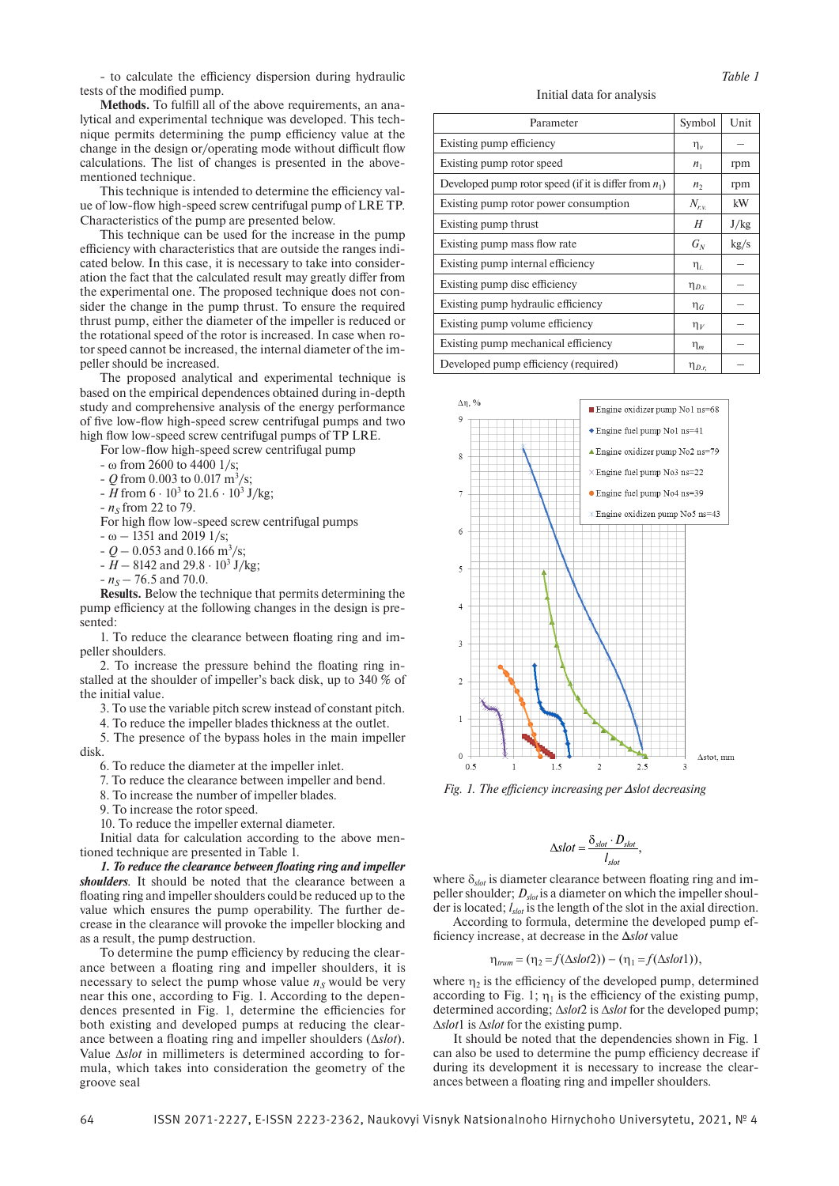- to calculate the efficiency dispersion during hydraulic tests of the modified pump.

**Methods.** To fulfill all of the above requirements, an analytical and experimental technique was developed. This technique permits determining the pump efficiency value at the change in the design or/and operating mode without difficult flow calculations. The list of changes is presented in the above-mentioned technique.

This technique is intended to determine the efficiency value of low-flow high-speed screw centrifugal pump of LRE TP. Characteristics of the pump are presented below.

This technique can be used for the increase in the pump efficiency with characteristics that are outside the ranges indicated below. In this case, it is necessary to take into consideration the fact that the calculated result may greatly differ from the experimental one. The proposed technique does not consider the change in the pump thrust. To ensure the required thrust pump, either the diameter of the impeller is reduced or the rotational speed of the rotor is increased. In case when rotor speed cannot be increased, the internal diameter of the impeller should be increased.

The proposed analytical and experimental technique is based on the empirical dependences obtained during in-depth study and comprehensive analysis of the energy performance of five low-flow high-speed screw centrifugal pumps and two high flow low-speed screw centrifugal pumps of TP LRE.

For low-flow high-speed screw centrifugal pump

- $\omega$ from 2600 to 4400 1/s;
- $Q$ from 0.003 to 0.017 $m^3/s$;
- $H$ from $6 \cdot 10^3$ to $21.6 \cdot 10^3$ J/kg;
- $n_S$ from 22 to 79.

For high flow low-speed screw centrifugal pumps

- $\omega$ – 1351 and 2019 1/s;
- $Q$ – 0.053 and 0.166 $m^3/s$;
- $H$ – 8142 and $29.8 \cdot 10^3$ J/kg;
- $n_S$ – 76.5 and 70.0.

**Results.** Below the technique that permits determining the pump efficiency at the following changes in the design is presented:

1. To reduce the clearance between floating ring and impeller shoulders.
2. To increase the pressure behind the floating ring installed at the shoulder of impeller's back disk, up to 340 % of the initial value.
3. To use the variable pitch screw instead of constant pitch.
4. To reduce the impeller blades thickness at the outlet.
5. The presence of the bypass holes in the main impeller disk.
6. To reduce the diameter at the impeller inlet.
7. To reduce the clearance between impeller and bend.
8. To increase the number of impeller blades.
9. To increase the rotor speed.
10. To reduce the impeller external diameter.

Initial data for calculation according to the above mentioned technique are presented in Table 1.

*Table 1*

Initial data for analysis

| Parameter | Symbol | Unit |
|---|---|---|
| Existing pump efficiency | $\eta_v$ | – |
| Existing pump rotor speed | $n_1$ | rpm |
| Developed pump rotor speed (if it is differ from $n_1$) | $n_2$ | rpm |
| Existing pump rotor power consumption | $N_{r.v.}$ | kW |
| Existing pump thrust | $H$ | J/kg |
| Existing pump mass flow rate | $G_N$ | kg/s |
| Existing pump internal efficiency | $\eta_i$ | – |
| Existing pump disc efficiency | $\eta_{D.v.}$ | – |
| Existing pump hydraulic efficiency | $\eta_G$ | – |
| Existing pump volume efficiency | $\eta_V$ | – |
| Existing pump mechanical efficiency | $\eta_m$ | – |
| Developed pump efficiency (required) | $\eta_{D.r.}$ | – |

***1. To reduce the clearance between floating ring and impeller shoulders.*** It should be noted that the clearance between a floating ring and impeller shoulders could be reduced up to the value which ensures the pump operability. The further decrease in the clearance will provoke the impeller blocking and as a result, the pump destruction.

To determine the pump efficiency by reducing the clearance between a floating ring and impeller shoulders, it is necessary to select the pump whose value $n_S$ would be very near this one, according to Fig. 1. According to the dependences presented in Fig. 1, determine the efficiencies for both existing and developed pumps at reducing the clearance between a floating ring and impeller shoulders ($\Delta slot$). Value $\Delta slot$ in millimeters is determined according to formula, which takes into consideration the geometry of the groove seal

*Fig. 1. The efficiency increasing per Δslot decreasing*

$$\Delta slot = \frac{\delta_{slot} \cdot D_{slot}}{l_{slot}},$$

where $\delta_{slot}$ is diameter clearance between floating ring and impeller shoulder; $D_{slot}$ is a diameter on which the impeller shoulder is located; $l_{slot}$ is the length of the slot in the axial direction.

According to formula, determine the developed pump efficiency increase, at decrease in the $\Delta slot$ value

$$\eta_{trum} = (\eta_2 = f(\Delta slot2)) - (\eta_1 = f(\Delta slot1)),$$

where $\eta_2$ is the efficiency of the developed pump, determined according to Fig. 1; $\eta_1$ is the efficiency of the existing pump, determined according; $\Delta slot2$ is $\Delta slot$ for the developed pump; $\Delta slot1$ is $\Delta slot$ for the existing pump.

It should be noted that the dependencies shown in Fig. 1 can also be used to determine the pump efficiency decrease if during its development it is necessary to increase the clearances between a floating ring and impeller shoulders.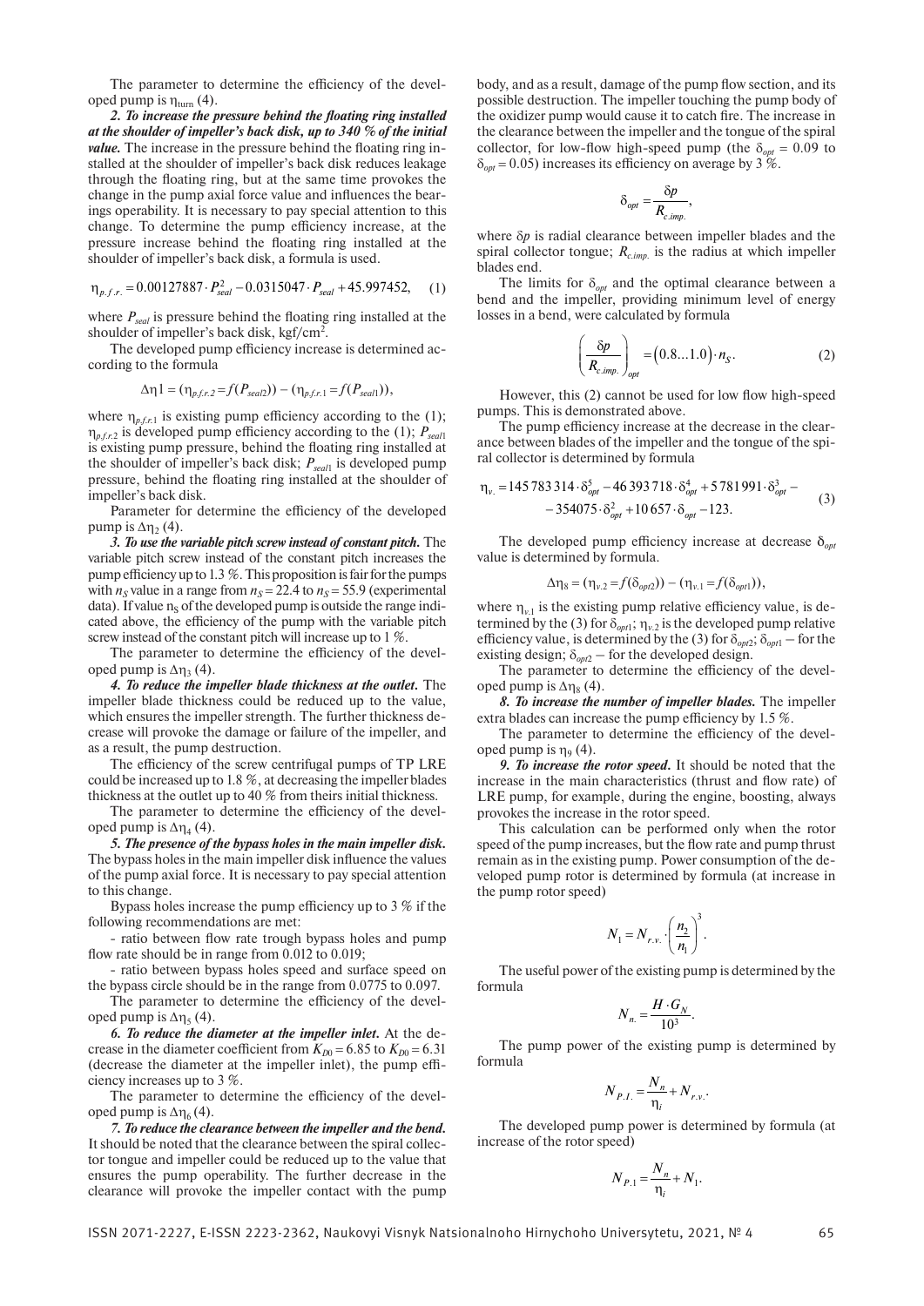The parameter to determine the efficiency of the developed pump is $\eta_{turn}$ (4).

***2. To increase the pressure behind the floating ring installed at the shoulder of impeller's back disk, up to 340 % of the initial value.*** The increase in the pressure behind the floating ring installed at the shoulder of impeller's back disk reduces leakage through the floating ring, but at the same time provokes the change in the pump axial force value and influences the bearings operability. It is necessary to pay special attention to this change. To determine the pump efficiency increase, at the pressure increase behind the floating ring installed at the shoulder of impeller's back disk, a formula is used.

$$\eta_{p.f.r.} = 0.00127887 \cdot P_{seal}^2 - 0.0315047 \cdot P_{seal} + 45.997452, \quad (1)$$

where $P_{seal}$ is pressure behind the floating ring installed at the shoulder of impeller's back disk, kgf/cm$^2$.

The developed pump efficiency increase is determined according to the formula

$$\Delta\eta 1 = (\eta_{p.f.r.2} = f(P_{seal2})) - (\eta_{p.f.r.1} = f(P_{seal1})),$$

where $\eta_{p.f.r.1}$ is existing pump efficiency according to the (1); $\eta_{p.f.r.2}$ is developed pump efficiency according to the (1); $P_{seal1}$ is existing pump pressure, behind the floating ring installed at the shoulder of impeller's back disk; $P_{seal1}$ is developed pump pressure, behind the floating ring installed at the shoulder of impeller's back disk.

Parameter for determine the efficiency of the developed pump is $\Delta\eta_2$ (4).

***3. To use the variable pitch screw instead of constant pitch.*** The variable pitch screw instead of the constant pitch increases the pump efficiency up to 1.3 %. This proposition is fair for the pumps with $n_S$ value in a range from $n_S = 22.4$ to $n_S = 55.9$ (experimental data). If value $n_S$ of the developed pump is outside the range indicated above, the efficiency of the pump with the variable pitch screw instead of the constant pitch will increase up to 1 %.

The parameter to determine the efficiency of the developed pump is $\Delta\eta_3$ (4).

***4. To reduce the impeller blade thickness at the outlet.*** The impeller blade thickness could be reduced up to the value, which ensures the impeller strength. The further thickness decrease will provoke the damage or failure of the impeller, and as a result, the pump destruction.

The efficiency of the screw centrifugal pumps of TP LRE could be increased up to 1.8 %, at decreasing the impeller blades thickness at the outlet up to 40 % from theirs initial thickness.

The parameter to determine the efficiency of the developed pump is $\Delta\eta_4$ (4).

***5. The presence of the bypass holes in the main impeller disk.*** The bypass holes in the main impeller disk influence the values of the pump axial force. It is necessary to pay special attention to this change.

Bypass holes increase the pump efficiency up to 3 % if the following recommendations are met:

- ratio between flow rate trough bypass holes and pump flow rate should be in range from 0.012 to 0.019;

- ratio between bypass holes speed and surface speed on the bypass circle should be in the range from 0.0775 to 0.097.

The parameter to determine the efficiency of the developed pump is $\Delta\eta_5$ (4).

***6. To reduce the diameter at the impeller inlet.*** At the decrease in the diameter coefficient from $K_{D0} = 6.85$ to $K_{D0} = 6.31$ (decrease the diameter at the impeller inlet), the pump efficiency increases up to 3 %.

The parameter to determine the efficiency of the developed pump is $\Delta\eta_6$ (4).

***7. To reduce the clearance between the impeller and the bend.*** It should be noted that the clearance between the spiral collector tongue and impeller could be reduced up to the value that ensures the pump operability. The further decrease in the clearance will provoke the impeller contact with the pump body, and as a result, damage of the pump flow section, and its possible destruction. The impeller touching the pump body of the oxidizer pump would cause it to catch fire. The increase in the clearance between the impeller and the tongue of the spiral collector, for low-flow high-speed pump (the $\delta_{opt} = 0.09$ to $\delta_{opt} = 0.05$) increases its efficiency on average by 3 %.

$$\delta_{opt} = \frac{\delta p}{R_{c.imp.}},$$

where $\delta p$ is radial clearance between impeller blades and the spiral collector tongue; $R_{c.imp.}$ is the radius at which impeller blades end.

The limits for $\delta_{opt}$ and the optimal clearance between a bend and the impeller, providing minimum level of energy losses in a bend, were calculated by formula

$$\left(\frac{\delta p}{R_{c.imp.}}\right)_{opt} = (0.8...1.0) \cdot n_S. \quad (2)$$

However, this (2) cannot be used for low flow high-speed pumps. This is demonstrated above.

The pump efficiency increase at the decrease in the clearance between blades of the impeller and the tongue of the spiral collector is determined by formula

$$\eta_{v.} = 145\,783\,314 \cdot \delta_{opt}^5 - 46\,393\,718 \cdot \delta_{opt}^4 + 5\,781\,991 \cdot \delta_{opt}^3 - 354075 \cdot \delta_{opt}^2 + 10\,657 \cdot \delta_{opt} - 123. \quad (3)$$

The developed pump efficiency increase at decrease $\delta_{opt}$ value is determined by formula.

$$\Delta\eta_8 = (\eta_{v.2} = f(\delta_{opt2})) - (\eta_{v.1} = f(\delta_{opt1})),$$

where $\eta_{v.1}$ is the existing pump relative efficiency value, is determined by the (3) for $\delta_{opt1}$; $\eta_{v.2}$ is the developed pump relative efficiency value, is determined by the (3) for $\delta_{opt2}$; $\delta_{opt1}$ – for the existing design; $\delta_{opt2}$ – for the developed design.

The parameter to determine the efficiency of the developed pump is $\Delta\eta_8$ (4).

***8. To increase the number of impeller blades.*** The impeller extra blades can increase the pump efficiency by 1.5 %.

The parameter to determine the efficiency of the developed pump is $\eta_9$ (4).

***9. To increase the rotor speed.*** It should be noted that the increase in the main characteristics (thrust and flow rate) of LRE pump, for example, during the engine, boosting, always provokes the increase in the rotor speed.

This calculation can be performed only when the rotor speed of the pump increases, but the flow rate and pump thrust remain as in the existing pump. Power consumption of the developed pump rotor is determined by formula (at increase in the pump rotor speed)

$$N_1 = N_{r.v.} \cdot \left(\frac{n_2}{n_1}\right)^3.$$

The useful power of the existing pump is determined by the formula

$$N_{n.} = \frac{H \cdot G_N}{10^3}.$$

The pump power of the existing pump is determined by formula

$$N_{P.I.} = \frac{N_n}{\eta_i} + N_{r.v.}.$$

The developed pump power is determined by formula (at increase of the rotor speed)

$$N_{P.1} = \frac{N_n}{\eta_i} + N_1.$$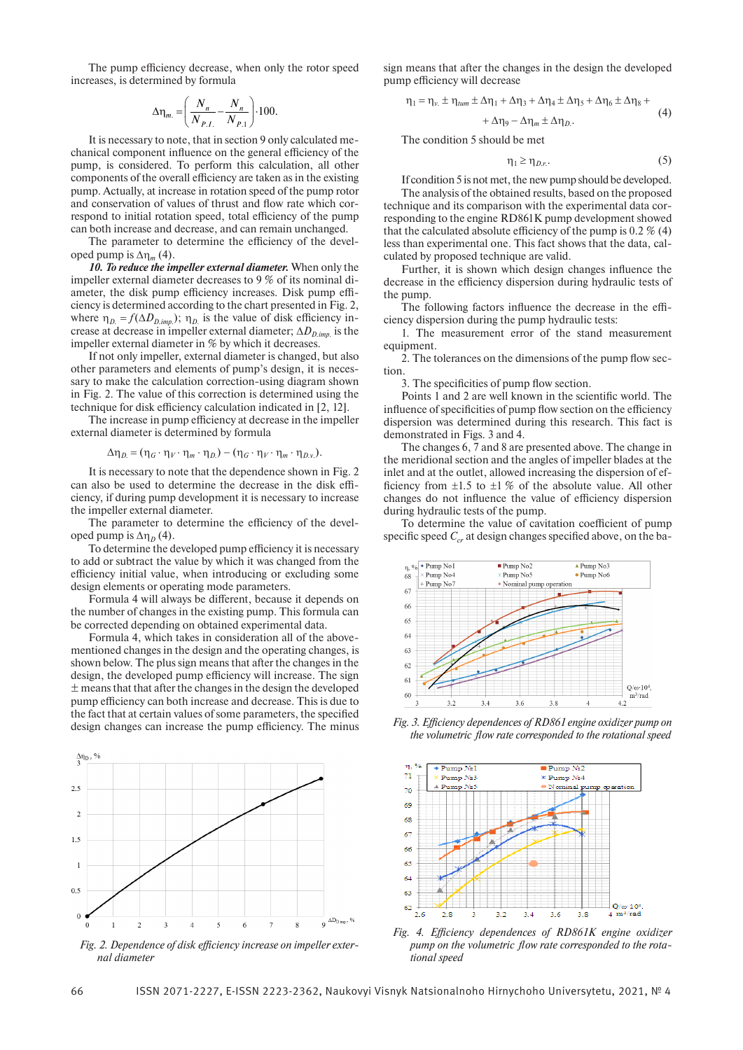The pump efficiency decrease, when only the rotor speed increases, is determined by formula

$$\Delta\eta_{m.} = \left(\frac{N_n}{N_{P.I.}} - \frac{N_n}{N_{P.1}}\right)\cdot 100.$$

It is necessary to note, that in section 9 only calculated mechanical component influence on the general efficiency of the pump, is considered. To perform this calculation, all other components of the overall efficiency are taken as in the existing pump. Actually, at increase in rotation speed of the pump rotor and conservation of values of thrust and flow rate which correspond to initial rotation speed, total efficiency of the pump can both increase and decrease, and can remain unchanged.

The parameter to determine the efficiency of the developed pump is $\Delta\eta_m$ (4).

***10. To reduce the impeller external diameter.*** When only the impeller external diameter decreases to 9 % of its nominal diameter, the disk pump efficiency increases. Disk pump efficiency is determined according to the chart presented in Fig. 2, where $\eta_{D.} = f(\Delta D_{D.imp.})$; $\eta_{D.}$ is the value of disk efficiency increase at decrease in impeller external diameter; $\Delta D_{D.imp.}$ is the impeller external diameter in % by which it decreases.

If not only impeller, external diameter is changed, but also other parameters and elements of pump's design, it is necessary to make the calculation correction-using diagram shown in Fig. 2. The value of this correction is determined using the technique for disk efficiency calculation indicated in [2, 12].

The increase in pump efficiency at decrease in the impeller external diameter is determined by formula

$$\Delta\eta_{D.} = (\eta_G \cdot \eta_V \cdot \eta_m \cdot \eta_D) - (\eta_G \cdot \eta_V \cdot \eta_m \cdot \eta_{D.v.}).$$

It is necessary to note that the dependence shown in Fig. 2 can also be used to determine the decrease in the disk efficiency, if during pump development it is necessary to increase the impeller external diameter.

The parameter to determine the efficiency of the developed pump is $\Delta\eta_D$ (4).

To determine the developed pump efficiency it is necessary to add or subtract the value by which it was changed from the efficiency initial value, when introducing or excluding some design elements or operating mode parameters.

Formula 4 will always be different, because it depends on the number of changes in the existing pump. This formula can be corrected depending on obtained experimental data.

Formula 4, which takes in consideration all of the above-mentioned changes in the design and the operating changes, is shown below. The plus sign means that after the changes in the design, the developed pump efficiency will increase. The sign ± means that that after the changes in the design the developed pump efficiency can both increase and decrease. This is due to the fact that at certain values of some parameters, the specified design changes can increase the pump efficiency. The minus sign means that after the changes in the design the developed pump efficiency will decrease

$$\eta_1 = \eta_{v.} \pm \eta_{tum} \pm \Delta\eta_1 + \Delta\eta_3 + \Delta\eta_4 \pm \Delta\eta_5 + \Delta\eta_6 \pm \Delta\eta_8 + \\ + \Delta\eta_9 - \Delta\eta_m \pm \Delta\eta_{D.} \quad (4)$$

The condition 5 should be met

$$\eta_1 \geq \eta_{D.r.}. \quad (5)$$

If condition 5 is not met, the new pump should be developed.

The analysis of the obtained results, based on the proposed technique and its comparison with the experimental data corresponding to the engine RD861K pump development showed that the calculated absolute efficiency of the pump is 0.2 % (4) less than experimental one. This fact shows that the data, calculated by proposed technique are valid.

Further, it is shown which design changes influence the decrease in the efficiency dispersion during hydraulic tests of the pump.

The following factors influence the decrease in the efficiency dispersion during the pump hydraulic tests:

1. The measurement error of the stand measurement equipment.
2. The tolerances on the dimensions of the pump flow section.
3. The specificities of pump flow section.

Points 1 and 2 are well known in the scientific world. The influence of specificities of pump flow section on the efficiency dispersion was determined during this research. This fact is demonstrated in Figs. 3 and 4.

The changes 6, 7 and 8 are presented above. The change in the meridional section and the angles of impeller blades at the inlet and at the outlet, allowed increasing the dispersion of efficiency from ±1.5 to ±1 % of the absolute value. All other changes do not influence the value of efficiency dispersion during hydraulic tests of the pump.

To determine the value of cavitation coefficient of pump specific speed $C_{cr}$ at design changes specified above, on the ba-

*Fig. 2. Dependence of disk efficiency increase on impeller external diameter*

*Fig. 3. Efficiency dependences of RD861 engine oxidizer pump on the volumetric flow rate corresponded to the rotational speed*

*Fig. 4. Efficiency dependences of RD861K engine oxidizer pump on the volumetric flow rate corresponded to the rotational speed*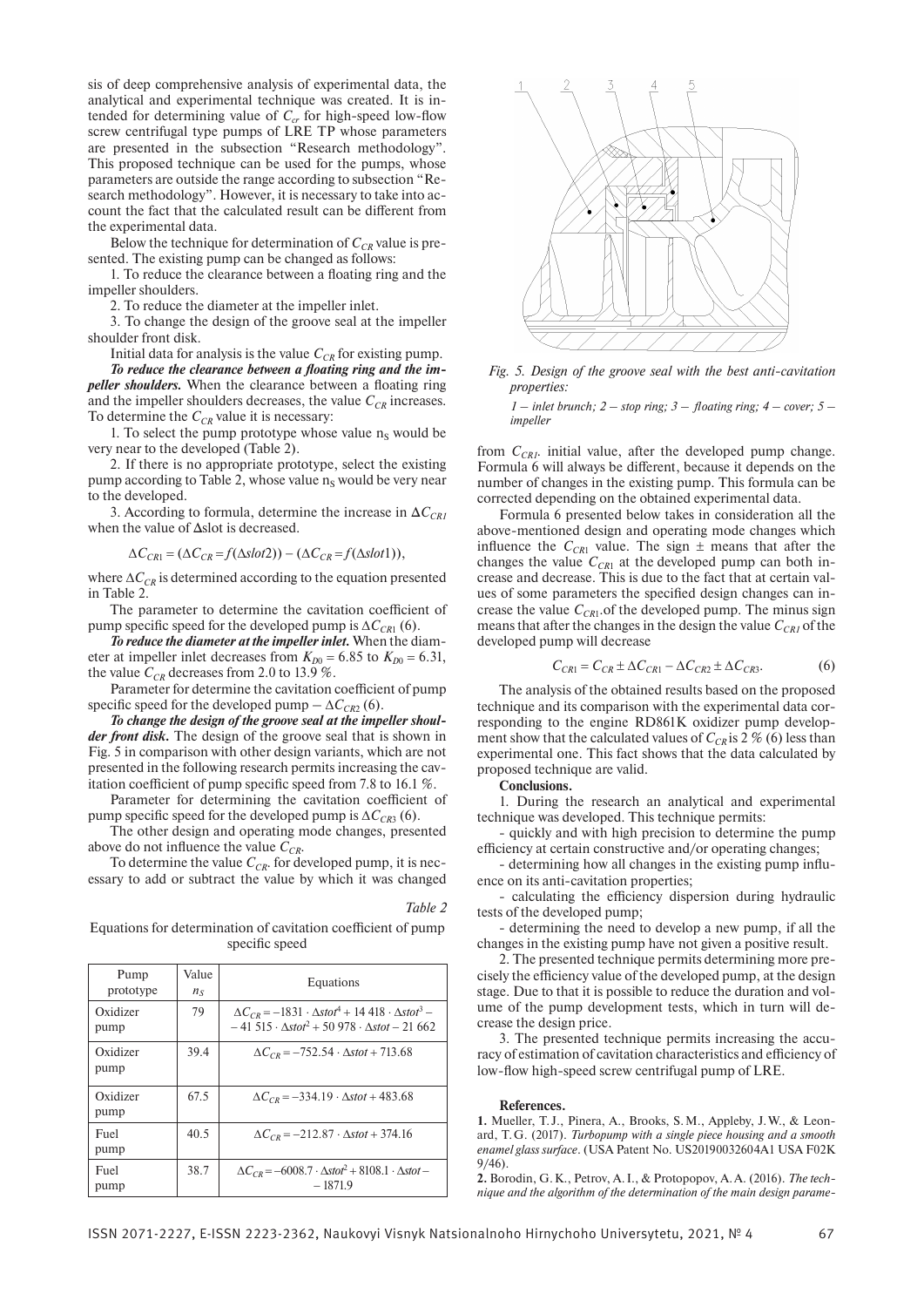sis of deep comprehensive analysis of experimental data, the analytical and experimental technique was created. It is intended for determining value of $C_{cr}$ for high-speed low-flow screw centrifugal type pumps of LRE TP whose parameters are presented in the subsection "Research methodology". This proposed technique can be used for the pumps, whose parameters are outside the range according to subsection "Research methodology". However, it is necessary to take into account the fact that the calculated result can be different from the experimental data.

Below the technique for determination of $C_{CR}$ value is presented. The existing pump can be changed as follows:

1. To reduce the clearance between a floating ring and the impeller shoulders.

2. To reduce the diameter at the impeller inlet.

3. To change the design of the groove seal at the impeller shoulder front disk.

Initial data for analysis is the value $C_{CR}$ for existing pump.

***To reduce the clearance between a floating ring and the impeller shoulders.*** When the clearance between a floating ring and the impeller shoulders decreases, the value $C_{CR}$ increases. To determine the $C_{CR}$ value it is necessary:

1. To select the pump prototype whose value $n_S$ would be very near to the developed (Table 2).

2. If there is no appropriate prototype, select the existing pump according to Table 2, whose value $n_S$ would be very near to the developed.

3. According to formula, determine the increase in $\Delta C_{CR1}$ when the value of $\Delta$slot is decreased.

$$\Delta C_{CR1} = (\Delta C_{CR} = f(\Delta slot2)) - (\Delta C_{CR} = f(\Delta slot1)),$$

where $\Delta C_{CR}$ is determined according to the equation presented in Table 2.

The parameter to determine the cavitation coefficient of pump specific speed for the developed pump is $\Delta C_{CR1}$ (6).

***To reduce the diameter at the impeller inlet.*** When the diameter at impeller inlet decreases from $K_{D0} = 6.85$ to $K_{D0} = 6.31$, the value $C_{CR}$ decreases from 2.0 to 13.9 %.

Parameter for determine the cavitation coefficient of pump specific speed for the developed pump – $\Delta C_{CR2}$ (6).

***To change the design of the groove seal at the impeller shoulder front disk.*** The design of the groove seal that is shown in Fig. 5 in comparison with other design variants, which are not presented in the following research permits increasing the cavitation coefficient of pump specific speed from 7.8 to 16.1 %.

Parameter for determining the cavitation coefficient of pump specific speed for the developed pump is $\Delta C_{CR3}$ (6).

The other design and operating mode changes, presented above do not influence the value $C_{CR}$.

To determine the value $C_{CR}$. for developed pump, it is necessary to add or subtract the value by which it was changed

*Table 2*

Equations for determination of cavitation coefficient of pump specific speed

| Pump prototype | Value $n_S$ | Equations |
|---|---|---|
| Oxidizer pump | 79 | $\Delta C_{CR} = -1831 \cdot \Delta stot^4 + 14\,418 \cdot \Delta stot^3 - 41\,515 \cdot \Delta stot^2 + 50\,978 \cdot \Delta stot - 21\,662$ |
| Oxidizer pump | 39.4 | $\Delta C_{CR} = -752.54 \cdot \Delta stot + 713.68$ |
| Oxidizer pump | 67.5 | $\Delta C_{CR} = -334.19 \cdot \Delta stot + 483.68$ |
| Fuel pump | 40.5 | $\Delta C_{CR} = -212.87 \cdot \Delta stot + 374.16$ |
| Fuel pump | 38.7 | $\Delta C_{CR} = -6008.7 \cdot \Delta stot^2 + 8108.1 \cdot \Delta stot - 1871.9$ |

*Fig. 5. Design of the groove seal with the best anti-cavitation properties:*

*1 – inlet brunch; 2 – stop ring; 3 – floating ring; 4 – cover; 5 – impeller*

from $C_{CR1}$. initial value, after the developed pump change. Formula 6 will always be different, because it depends on the number of changes in the existing pump. This formula can be corrected depending on the obtained experimental data.

Formula 6 presented below takes in consideration all the above-mentioned design and operating mode changes which influence the $C_{CR1}$ value. The sign ± means that after the changes the value $C_{CR1}$ at the developed pump can both increase and decrease. This is due to the fact that at certain values of some parameters the specified design changes can increase the value $C_{CR1}$.of the developed pump. The minus sign means that after the changes in the design the value $C_{CR1}$ of the developed pump will decrease

$$C_{CR1} = C_{CR} \pm \Delta C_{CR1} - \Delta C_{CR2} \pm \Delta C_{CR3}. \qquad (6)$$

The analysis of the obtained results based on the proposed technique and its comparison with the experimental data corresponding to the engine RD861K oxidizer pump development show that the calculated values of $C_{CR}$ is 2 % (6) less than experimental one. This fact shows that the data calculated by proposed technique are valid.

**Conclusions.**

1. During the research an analytical and experimental technique was developed. This technique permits:

- quickly and with high precision to determine the pump efficiency at certain constructive and/or operating changes;

- determining how all changes in the existing pump influence on its anti-cavitation properties;

- calculating the efficiency dispersion during hydraulic tests of the developed pump;

- determining the need to develop a new pump, if all the changes in the existing pump have not given a positive result.

2. The presented technique permits determining more precisely the efficiency value of the developed pump, at the design stage. Due to that it is possible to reduce the duration and volume of the pump development tests, which in turn will decrease the design price.

3. The presented technique permits increasing the accuracy of estimation of cavitation characteristics and efficiency of low-flow high-speed screw centrifugal pump of LRE.

**References.**

**1.** Mueller, T.J., Pinera, A., Brooks, S.M., Appleby, J.W., & Leonard, T.G. (2017). *Turbopump with a single piece housing and a smooth enamel glass surface*. (USA Patent No. US20190032604A1 USA F02K 9/46).

**2.** Borodin, G.K., Petrov, A.I., & Protopopov, A.A. (2016). *The technique and the algorithm of the determination of the main design parame-*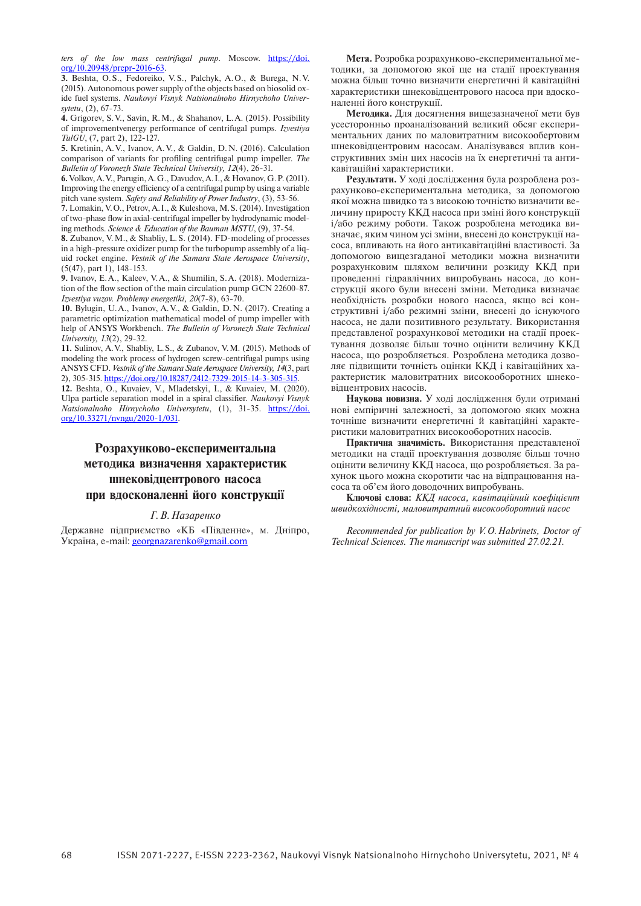*ters of the low mass centrifugal pump*. Moscow. https://doi.org/10.20948/prepr-2016-63.

**3.** Beshta, O. S., Fedoreiko, V. S., Palchyk, A. O., & Burega, N. V. (2015). Autonomous power supply of the objects based on biosolid oxide fuel systems. *Naukovyi Visnyk Natsionalnoho Hirnychoho Universytetu*, (2), 67-73.

**4.** Grigorev, S. V., Savin, R. M., & Shahanov, L. A. (2015). Possibility of improvementvenergy performance of centrifugal pumps. *Izvestiya TulGU*, (7, part 2), 122-127.

**5.** Kretinin, A. V., Ivanov, A. V., & Galdin, D. N. (2016). Calculation comparison of variants for profiling centrifugal pump impeller. *The Bulletin of Voronezh State Technical University, 12*(4), 26-31.

**6.** Volkov, A. V., Parugin, A. G., Davudov, A. I., & Hovanov, G. P. (2011). Improving the energy efficiency of a centrifugal pump by using a variable pitch vane system. *Safety and Reliability of Power Industry*, (3), 53-56.

**7.** Lomakin, V. O., Petrov, A. I., & Kuleshova, M. S. (2014). Investigation of two-phase flow in axial-centrifugal impeller by hydrodynamic modeling methods. *Science & Education of the Bauman MSTU*, (9), 37-54.

**8.** Zubanov, V. M., & Shabliy, L. S. (2014). FD-modeling of processes in a high-pressure oxidizer pump for the turbopump assembly of a liquid rocket engine. *Vestnik of the Samara State Aerospace University*, (5(47), part 1), 148-153.

**9.** Ivanov, E. A., Kaleev, V. A., & Shumilin, S. A. (2018). Modernization of the flow section of the main circulation pump GCN 22600-87. *Izvestiya vuzov. Problemy energetiki, 20*(7-8), 63-70.

**10.** Bylugin, U. A., Ivanov, A. V., & Galdin, D. N. (2017). Creating a parametric optimization mathematical model of pump impeller with help of ANSYS Workbench. *The Bulletin of Voronezh State Technical University, 13*(2), 29-32.

**11.** Sulinov, A. V., Shabliy, L. S., & Zubanov, V. M. (2015). Methods of modeling the work process of hydrogen screw-centrifugal pumps using ANSYS CFD. *Vestnik of the Samara State Aerospace University, 14*(3, part 2), 305-315. https://doi.org/10.18287/2412-7329-2015-14-3-305-315.

**12.** Beshta, O., Kuvaiev, V., Mladetskyi, I., & Kuvaiev, M. (2020). Ulpa particle separation model in a spiral classifier. *Naukovyi Visnyk Natsionalnoho Hirnychoho Universytetu*, (1), 31-35. https://doi.org/10.33271/nvngu/2020-1/031.

## Розрахунково-експериментальна методика визначення характеристик шнековідцентрового насоса при вдосконаленні його конструкції

*Г. В. Назаренко*

Державне підприємство «КБ «Південне», м. Дніпро, Україна, e-mail: georgnazarenko@gmail.com

**Мета.** Розробка розрахунково-експериментальної методики, за допомогою якої ще на стадії проектування можна більш точно визначити енергетичні й кавітаційні характеристики шнековідцентрового насоса при вдосконаленні його конструкції.

**Методика.** Для досягнення вищезазначеної мети був усесторонньо проаналізований великий обсяг експериментальних даних по маловитратним високообертовим шнековідцентровим насосам. Аналізувався вплив конструктивних змін цих насосів на їх енергетичні та антикавітаційні характеристики.

**Результати.** У ході дослідження була розроблена розрахунково-експериментальна методика, за допомогою якої можна швидко та з високою точністю визначити величину приросту ККД насоса при зміні його конструкції і/або режиму роботи. Також розроблена методика визначає, яким чином усі зміни, внесені до конструкції насоса, впливають на його антикавітаційні властивості. За допомогою вищезгаданої методики можна визначити розрахунковим шляхом величини розкиду ККД при проведенні гідравлічних випробувань насоса, до конструкції якого були внесені зміни. Методика визначає необхідність розробки нового насоса, якщо всі конструктивні і/або режимні зміни, внесені до існуючого насоса, не дали позитивного результату. Використання представленої розрахункової методики на стадії проектування дозволяє більш точно оцінити величину ККД насоса, що розробляється. Розроблена методика дозволяє підвищити точність оцінки ККД і кавітаційних характеристик маловитратних високооборотних шнековідцентрових насосів.

**Наукова новизна.** У ході дослідження були отримані нові емпіричні залежності, за допомогою яких можна точніше визначити енергетичні й кавітаційні характеристики маловитратних високооборотних насосів.

**Практична значимість.** Використання представленої методики на стадії проектування дозволяє більш точно оцінити величину ККД насоса, що розробляється. За рахунок цього можна скоротити час на відпрацювання насоса та об'єм його доводочних випробувань.

**Ключові слова:** *ККД насоса, кавітаційний коефіцієнт швидкохідності, маловитратний високооборотний насос*

*Recommended for publication by V. O. Habrinets, Doctor of Technical Sciences. The manuscript was submitted 27.02.21.*